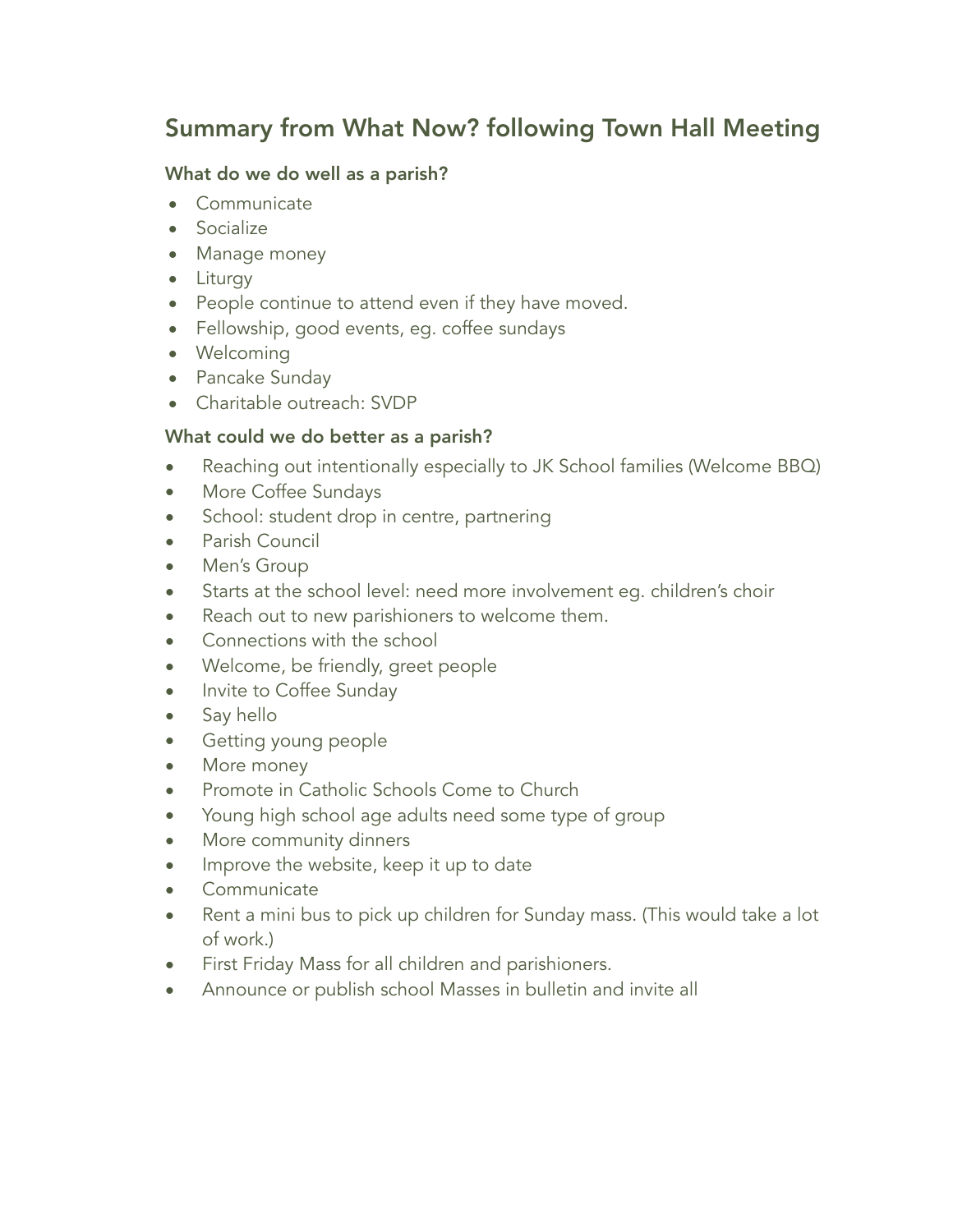# Summary from What Now? following Town Hall Meeting

### What do we do well as a parish?

- Communicate
- Socialize
- Manage money
- Liturgy
- People continue to attend even if they have moved.
- Fellowship, good events, eg. coffee sundays
- Welcoming
- Pancake Sunday
- Charitable outreach: SVDP

### What could we do better as a parish?

- Reaching out intentionally especially to JK School families (Welcome BBQ)
- More Coffee Sundays
- School: student drop in centre, partnering
- Parish Council
- Men's Group
- Starts at the school level: need more involvement eg. children's choir
- Reach out to new parishioners to welcome them.
- Connections with the school
- Welcome, be friendly, greet people
- Invite to Coffee Sunday
- Say hello
- Getting young people
- More money
- Promote in Catholic Schools Come to Church
- Young high school age adults need some type of group
- More community dinners
- Improve the website, keep it up to date
- Communicate
- Rent a mini bus to pick up children for Sunday mass. (This would take a lot of work.)
- First Friday Mass for all children and parishioners.
- Announce or publish school Masses in bulletin and invite all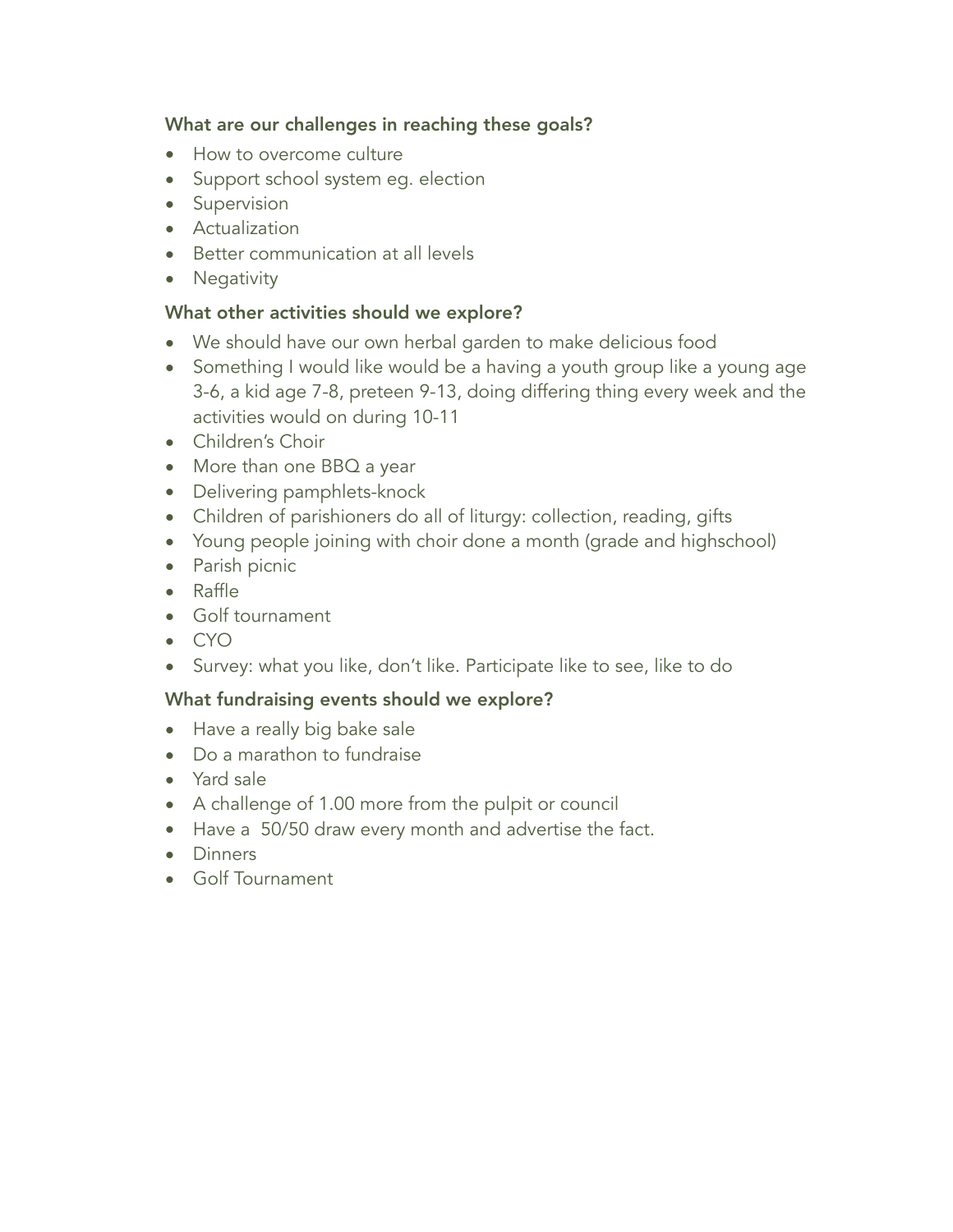### What are our challenges in reaching these goals?

- How to overcome culture
- Support school system eg. election
- Supervision
- Actualization
- Better communication at all levels
- Negativity

### What other activities should we explore?

- We should have our own herbal garden to make delicious food
- Something I would like would be a having a youth group like a young age 3-6, a kid age 7-8, preteen 9-13, doing differing thing every week and the activities would on during 10-11
- Children's Choir
- More than one BBQ a year
- Delivering pamphlets-knock
- Children of parishioners do all of liturgy: collection, reading, gifts
- Young people joining with choir done a month (grade and highschool)
- Parish picnic
- Raffle
- Golf tournament
- CYO
- Survey: what you like, don't like. Participate like to see, like to do

### What fundraising events should we explore?

- Have a really big bake sale
- Do a marathon to fundraise
- Yard sale
- A challenge of 1.00 more from the pulpit or council
- Have a 50/50 draw every month and advertise the fact.
- Dinners
- Golf Tournament